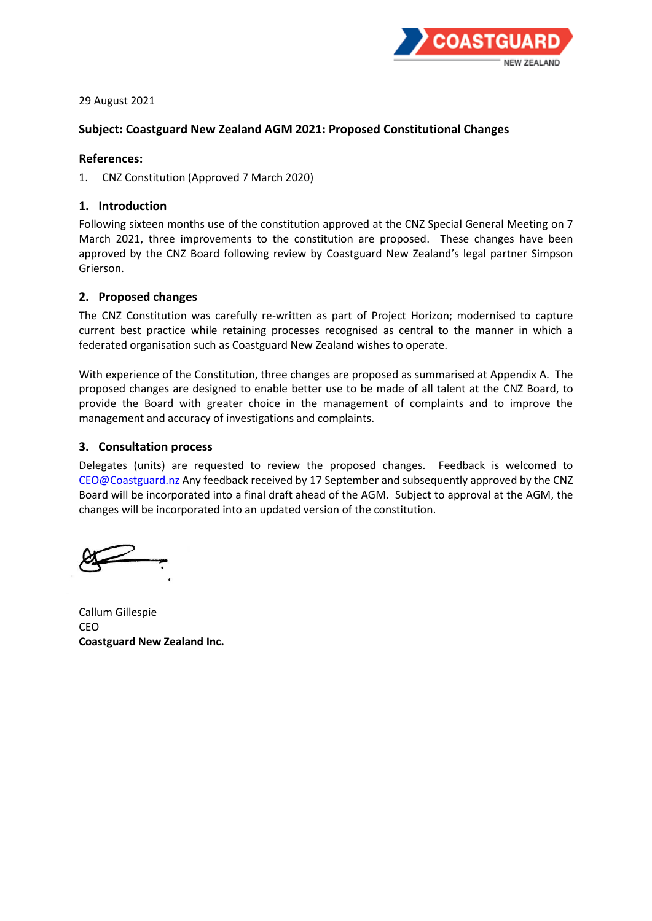29 August 2021

**Subject: Coastguard New Zealand AGM 2021: Proposed Constitutional Changes**

**References:**

1. CNZ Constitution (Approved 7 March 2020)

## 1. Introduction

Following sixteen months use of the constitution approved at the CNZ Special General Meeting on 7 March 2021, three improvements to the constitution are proposed. These changes have been approved by the CNZ Board following review by Coastguard New Zealand's legal partner Simpson Grierson.

## 2. Proposed changes

The CNZ Constitution was carefully re-written as part of Project Horizon; modernised to capture current best practice while retaining processes recognised as central to the manner in which a federated organisation such as Coastguard New Zealand wishes to operate.

With experience of the Constitution, three changes are proposed as summarised at Appendix A. The proposed changes are designed to enable better use to be made of all talent at the CNZ Board, to provide the Board with greater choice in the management of complaints and to improve the management and accuracy of investigations and complaints.

## 3. Consultation process

Delegates (units) are requested to review the proposed changes. Feedback is welcomed to CEO@Coastguard.nz Any feedback received by 17 September and subsequently approved by the CNZ Board will be incorporated into a final draft ahead of the AGM. Subject to approval at the AGM, the changes will be incorporated into an updated version of the constitution.

Callum Gillespie
CEO
**Coastguard New Zealand Inc.**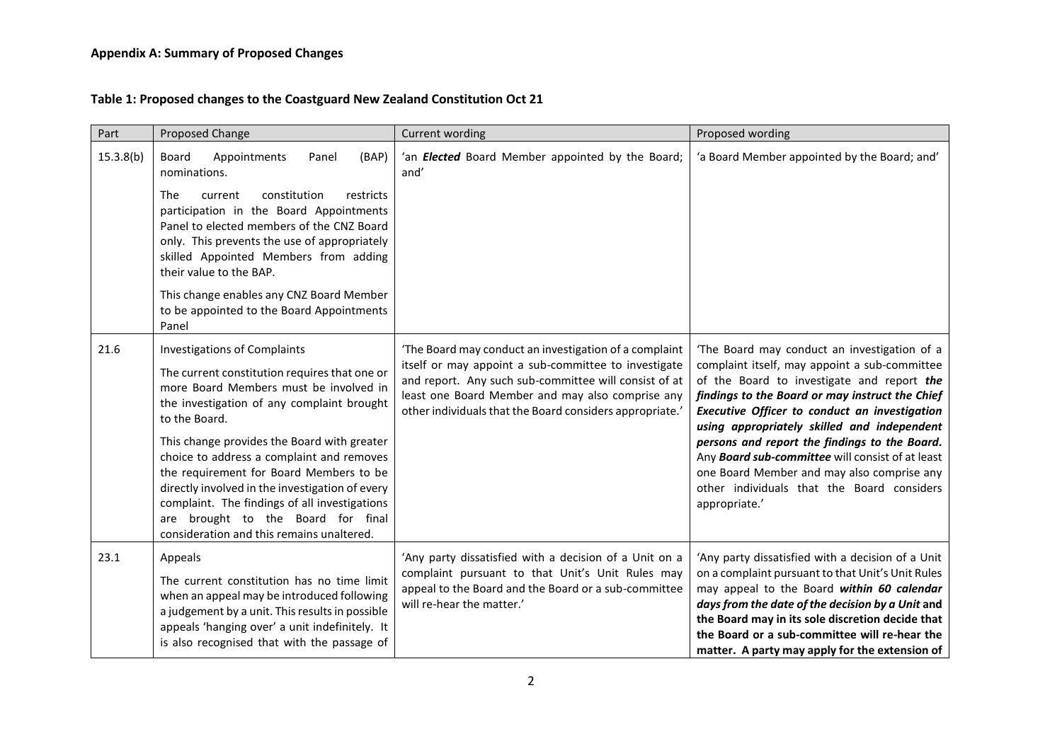**Appendix A: Summary of Proposed Changes**

**Table 1: Proposed changes to the Coastguard New Zealand Constitution Oct 21**

| Part | Proposed Change | Current wording | Proposed wording |
|---|---|---|---|
| 15.3.8(b) | Board Appointments Panel (BAP) nominations.<br><br>The current constitution restricts participation in the Board Appointments Panel to elected members of the CNZ Board only. This prevents the use of appropriately skilled Appointed Members from adding their value to the BAP.<br><br>This change enables any CNZ Board Member to be appointed to the Board Appointments Panel | 'an ***Elected*** Board Member appointed by the Board; and' | 'a Board Member appointed by the Board; and' |
| 21.6 | Investigations of Complaints<br><br>The current constitution requires that one or more Board Members must be involved in the investigation of any complaint brought to the Board.<br><br>This change provides the Board with greater choice to address a complaint and removes the requirement for Board Members to be directly involved in the investigation of every complaint. The findings of all investigations are brought to the Board for final consideration and this remains unaltered. | 'The Board may conduct an investigation of a complaint itself or may appoint a sub-committee to investigate and report. Any such sub-committee will consist of at least one Board Member and may also comprise any other individuals that the Board considers appropriate.' | 'The Board may conduct an investigation of a complaint itself, may appoint a sub-committee of the Board to investigate and report ***the findings to the Board or may instruct the Chief Executive Officer to conduct an investigation using appropriately skilled and independent persons and report the findings to the Board.*** Any ***Board sub-committee*** will consist of at least one Board Member and may also comprise any other individuals that the Board considers appropriate.' |
| 23.1 | Appeals<br><br>The current constitution has no time limit when an appeal may be introduced following a judgement by a unit. This results in possible appeals 'hanging over' a unit indefinitely. It is also recognised that with the passage of | 'Any party dissatisfied with a decision of a Unit on a complaint pursuant to that Unit's Unit Rules may appeal to the Board and the Board or a sub-committee will re-hear the matter.' | 'Any party dissatisfied with a decision of a Unit on a complaint pursuant to that Unit's Unit Rules may appeal to the Board ***within 60 calendar days from the date of the decision by a Unit*** **and the Board may in its sole discretion decide that the Board or a sub-committee will re-hear the matter. A party may apply for the extension of** |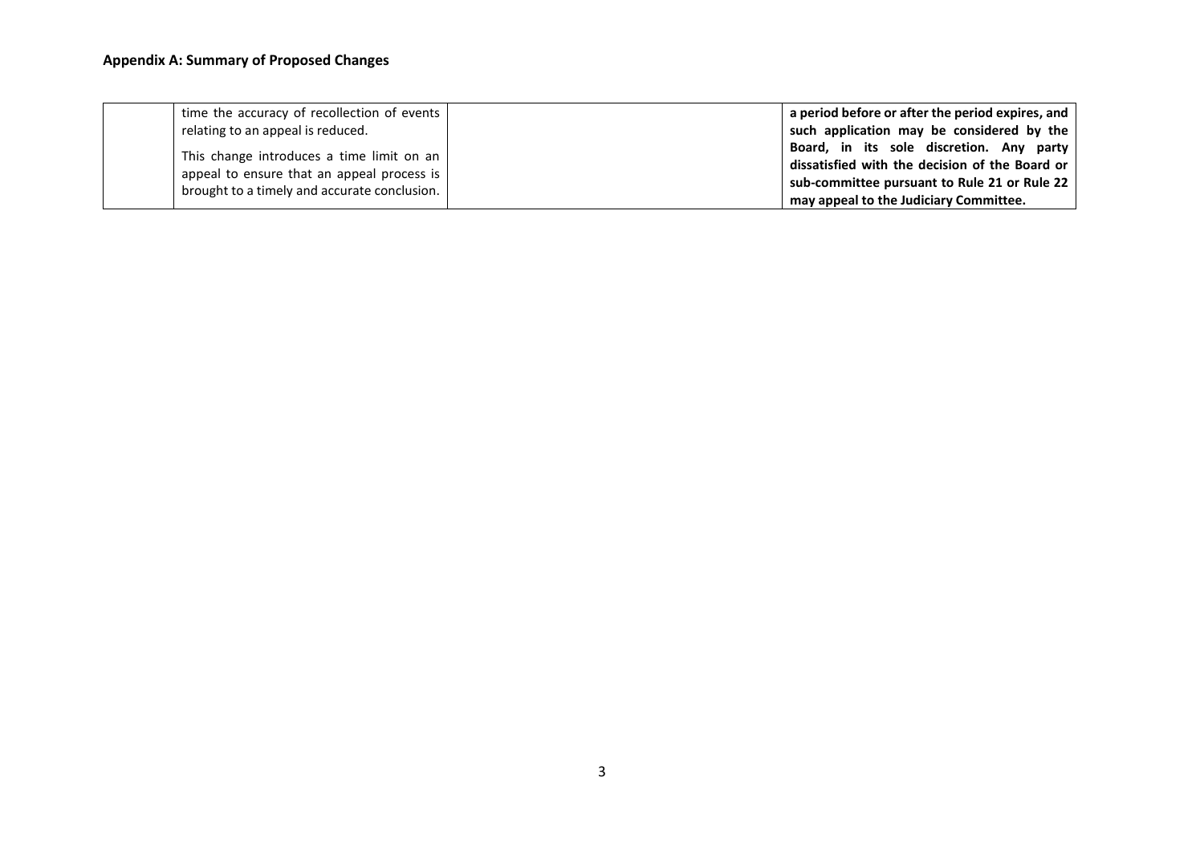## Appendix A: Summary of Proposed Changes

| | | | |
|---|---|---|---|
| | time the accuracy of recollection of events relating to an appeal is reduced.<br><br>This change introduces a time limit on an appeal to ensure that an appeal process is brought to a timely and accurate conclusion. | | **a period before or after the period expires, and such application may be considered by the Board, in its sole discretion. Any party dissatisfied with the decision of the Board or sub-committee pursuant to Rule 21 or Rule 22 may appeal to the Judiciary Committee.** |